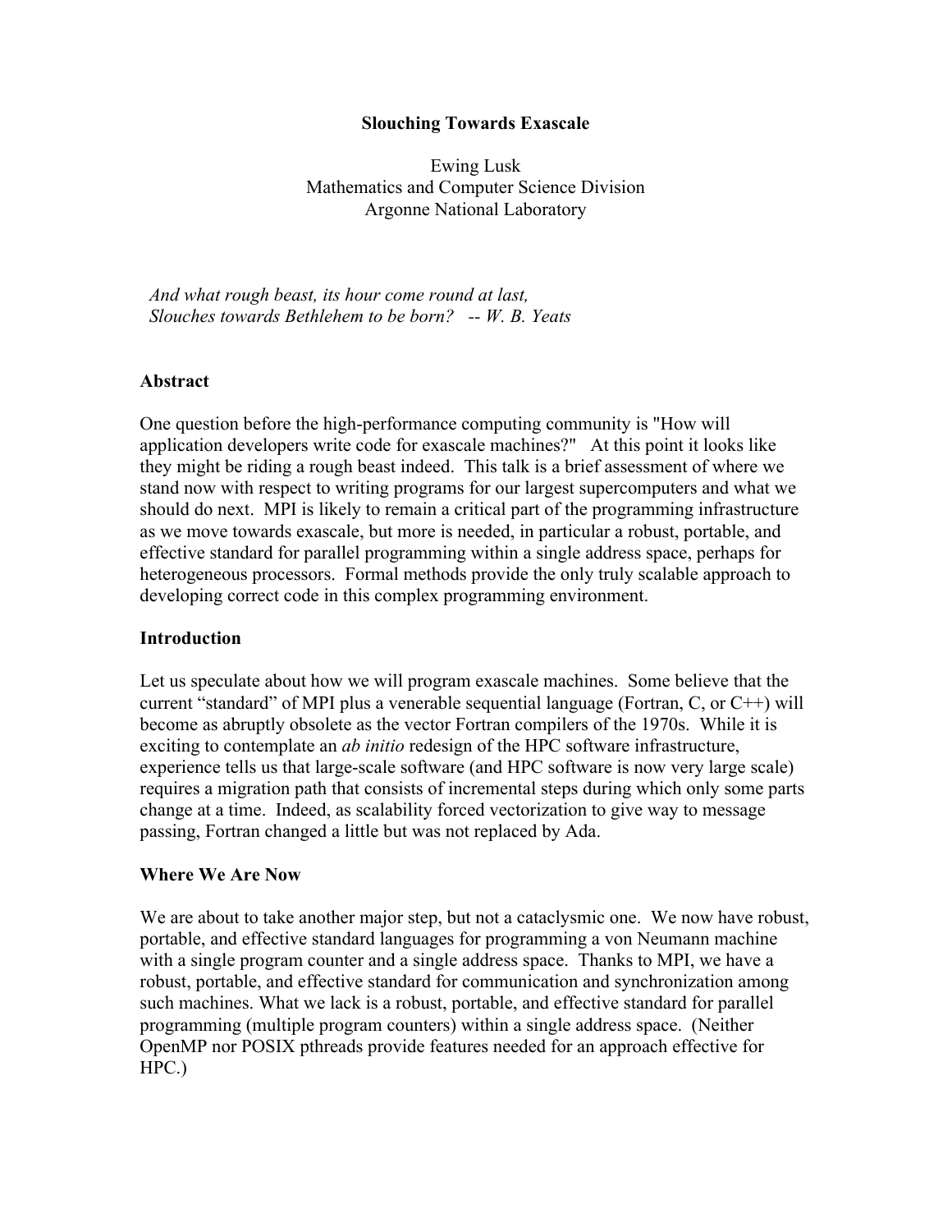# Slouching Towards Exascale

Ewing Lusk
Mathematics and Computer Science Division
Argonne National Laboratory

*And what rough beast, its hour come round at last,*
*Slouches towards Bethlehem to be born? -- W. B. Yeats*

## Abstract

One question before the high-performance computing community is "How will application developers write code for exascale machines?" At this point it looks like they might be riding a rough beast indeed. This talk is a brief assessment of where we stand now with respect to writing programs for our largest supercomputers and what we should do next. MPI is likely to remain a critical part of the programming infrastructure as we move towards exascale, but more is needed, in particular a robust, portable, and effective standard for parallel programming within a single address space, perhaps for heterogeneous processors. Formal methods provide the only truly scalable approach to developing correct code in this complex programming environment.

## Introduction

Let us speculate about how we will program exascale machines. Some believe that the current "standard" of MPI plus a venerable sequential language (Fortran, C, or C++) will become as abruptly obsolete as the vector Fortran compilers of the 1970s. While it is exciting to contemplate an *ab initio* redesign of the HPC software infrastructure, experience tells us that large-scale software (and HPC software is now very large scale) requires a migration path that consists of incremental steps during which only some parts change at a time. Indeed, as scalability forced vectorization to give way to message passing, Fortran changed a little but was not replaced by Ada.

## Where We Are Now

We are about to take another major step, but not a cataclysmic one. We now have robust, portable, and effective standard languages for programming a von Neumann machine with a single program counter and a single address space. Thanks to MPI, we have a robust, portable, and effective standard for communication and synchronization among such machines. What we lack is a robust, portable, and effective standard for parallel programming (multiple program counters) within a single address space. (Neither OpenMP nor POSIX pthreads provide features needed for an approach effective for HPC.)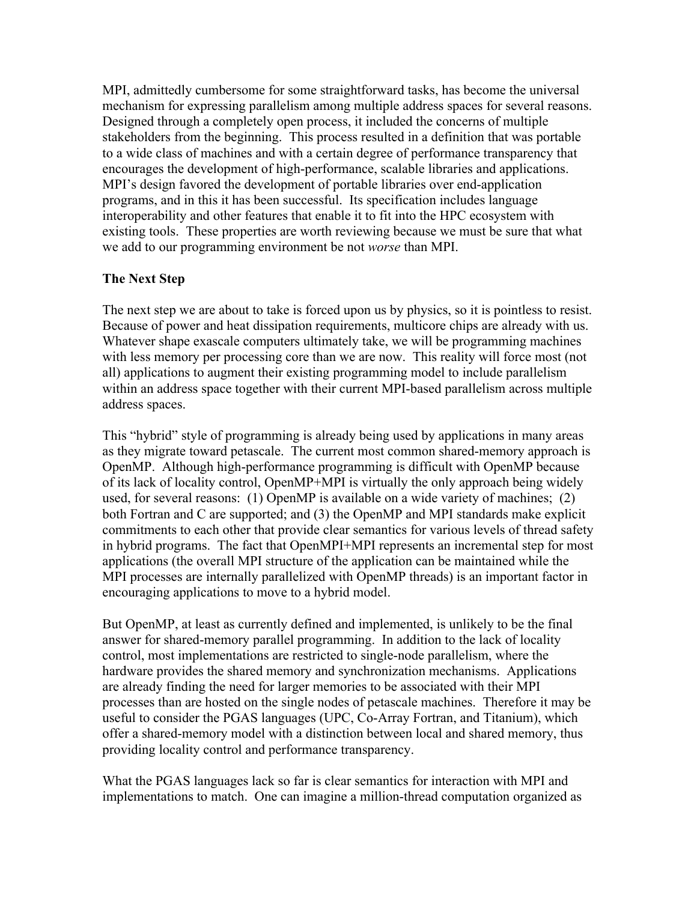MPI, admittedly cumbersome for some straightforward tasks, has become the universal mechanism for expressing parallelism among multiple address spaces for several reasons. Designed through a completely open process, it included the concerns of multiple stakeholders from the beginning. This process resulted in a definition that was portable to a wide class of machines and with a certain degree of performance transparency that encourages the development of high-performance, scalable libraries and applications. MPI's design favored the development of portable libraries over end-application programs, and in this it has been successful. Its specification includes language interoperability and other features that enable it to fit into the HPC ecosystem with existing tools. These properties are worth reviewing because we must be sure that what we add to our programming environment be not *worse* than MPI.

**The Next Step**

The next step we are about to take is forced upon us by physics, so it is pointless to resist. Because of power and heat dissipation requirements, multicore chips are already with us. Whatever shape exascale computers ultimately take, we will be programming machines with less memory per processing core than we are now. This reality will force most (not all) applications to augment their existing programming model to include parallelism within an address space together with their current MPI-based parallelism across multiple address spaces.

This "hybrid" style of programming is already being used by applications in many areas as they migrate toward petascale. The current most common shared-memory approach is OpenMP. Although high-performance programming is difficult with OpenMP because of its lack of locality control, OpenMP+MPI is virtually the only approach being widely used, for several reasons: (1) OpenMP is available on a wide variety of machines; (2) both Fortran and C are supported; and (3) the OpenMP and MPI standards make explicit commitments to each other that provide clear semantics for various levels of thread safety in hybrid programs. The fact that OpenMPI+MPI represents an incremental step for most applications (the overall MPI structure of the application can be maintained while the MPI processes are internally parallelized with OpenMP threads) is an important factor in encouraging applications to move to a hybrid model.

But OpenMP, at least as currently defined and implemented, is unlikely to be the final answer for shared-memory parallel programming. In addition to the lack of locality control, most implementations are restricted to single-node parallelism, where the hardware provides the shared memory and synchronization mechanisms. Applications are already finding the need for larger memories to be associated with their MPI processes than are hosted on the single nodes of petascale machines. Therefore it may be useful to consider the PGAS languages (UPC, Co-Array Fortran, and Titanium), which offer a shared-memory model with a distinction between local and shared memory, thus providing locality control and performance transparency.

What the PGAS languages lack so far is clear semantics for interaction with MPI and implementations to match. One can imagine a million-thread computation organized as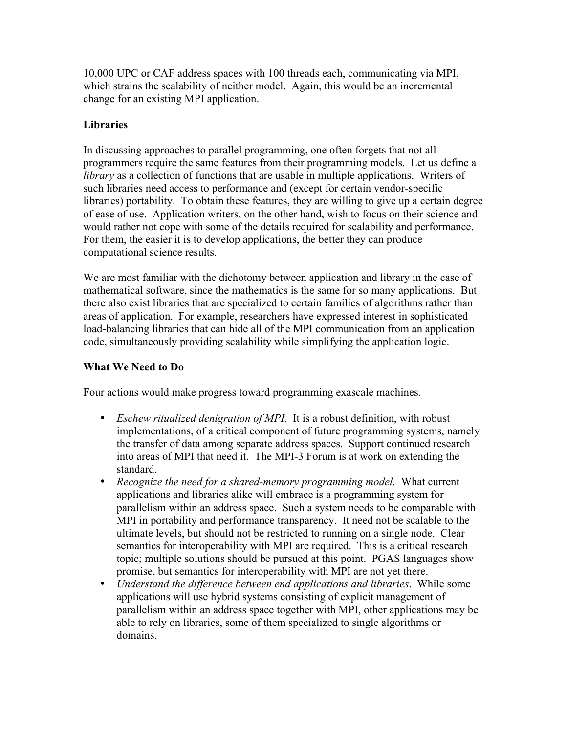10,000 UPC or CAF address spaces with 100 threads each, communicating via MPI, which strains the scalability of neither model. Again, this would be an incremental change for an existing MPI application.

## Libraries

In discussing approaches to parallel programming, one often forgets that not all programmers require the same features from their programming models. Let us define a *library* as a collection of functions that are usable in multiple applications. Writers of such libraries need access to performance and (except for certain vendor-specific libraries) portability. To obtain these features, they are willing to give up a certain degree of ease of use. Application writers, on the other hand, wish to focus on their science and would rather not cope with some of the details required for scalability and performance. For them, the easier it is to develop applications, the better they can produce computational science results.

We are most familiar with the dichotomy between application and library in the case of mathematical software, since the mathematics is the same for so many applications. But there also exist libraries that are specialized to certain families of algorithms rather than areas of application. For example, researchers have expressed interest in sophisticated load-balancing libraries that can hide all of the MPI communication from an application code, simultaneously providing scalability while simplifying the application logic.

## What We Need to Do

Four actions would make progress toward programming exascale machines.

- *Eschew ritualized denigration of MPI.* It is a robust definition, with robust implementations, of a critical component of future programming systems, namely the transfer of data among separate address spaces. Support continued research into areas of MPI that need it. The MPI-3 Forum is at work on extending the standard.
- *Recognize the need for a shared-memory programming model.* What current applications and libraries alike will embrace is a programming system for parallelism within an address space. Such a system needs to be comparable with MPI in portability and performance transparency. It need not be scalable to the ultimate levels, but should not be restricted to running on a single node. Clear semantics for interoperability with MPI are required. This is a critical research topic; multiple solutions should be pursued at this point. PGAS languages show promise, but semantics for interoperability with MPI are not yet there.
- *Understand the difference between end applications and libraries*. While some applications will use hybrid systems consisting of explicit management of parallelism within an address space together with MPI, other applications may be able to rely on libraries, some of them specialized to single algorithms or domains.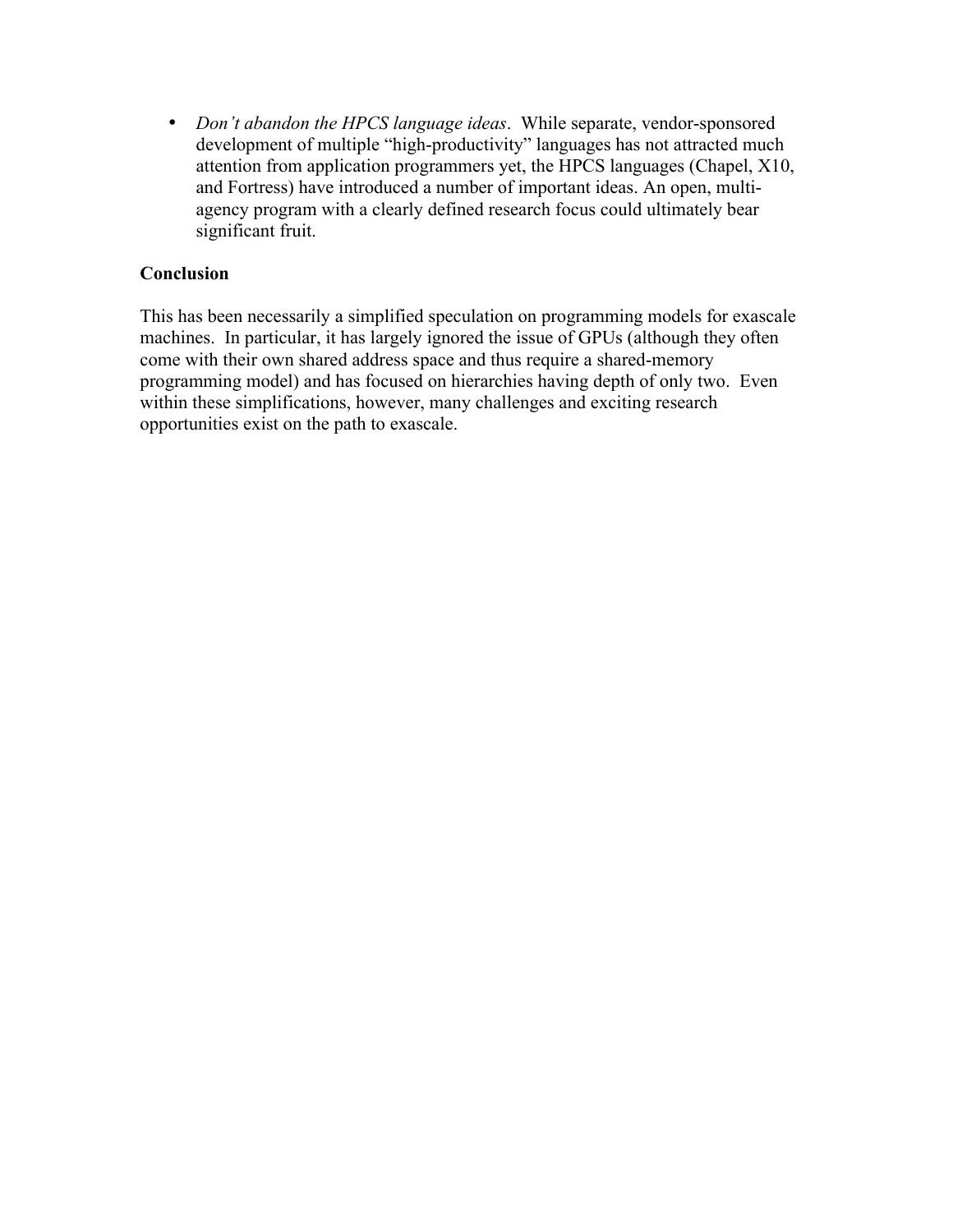- *Don't abandon the HPCS language ideas*. While separate, vendor-sponsored development of multiple "high-productivity" languages has not attracted much attention from application programmers yet, the HPCS languages (Chapel, X10, and Fortress) have introduced a number of important ideas. An open, multi-agency program with a clearly defined research focus could ultimately bear significant fruit.

**Conclusion**

This has been necessarily a simplified speculation on programming models for exascale machines. In particular, it has largely ignored the issue of GPUs (although they often come with their own shared address space and thus require a shared-memory programming model) and has focused on hierarchies having depth of only two. Even within these simplifications, however, many challenges and exciting research opportunities exist on the path to exascale.